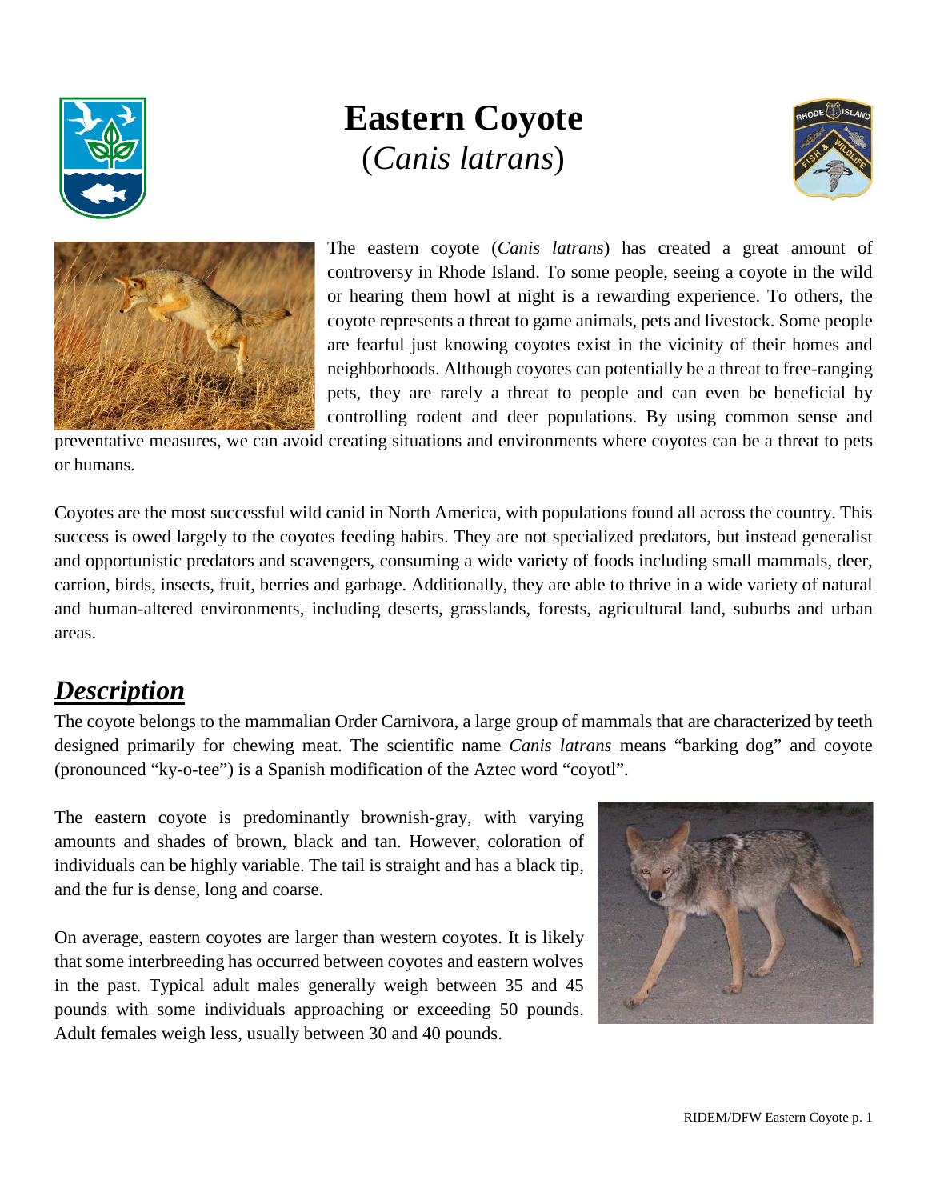# Eastern Coyote
(*Canis latrans*)

The eastern coyote (*Canis latrans*) has created a great amount of controversy in Rhode Island. To some people, seeing a coyote in the wild or hearing them howl at night is a rewarding experience. To others, the coyote represents a threat to game animals, pets and livestock. Some people are fearful just knowing coyotes exist in the vicinity of their homes and neighborhoods. Although coyotes can potentially be a threat to free-ranging pets, they are rarely a threat to people and can even be beneficial by controlling rodent and deer populations. By using common sense and preventative measures, we can avoid creating situations and environments where coyotes can be a threat to pets or humans.

Coyotes are the most successful wild canid in North America, with populations found all across the country. This success is owed largely to the coyotes feeding habits. They are not specialized predators, but instead generalist and opportunistic predators and scavengers, consuming a wide variety of foods including small mammals, deer, carrion, birds, insects, fruit, berries and garbage. Additionally, they are able to thrive in a wide variety of natural and human-altered environments, including deserts, grasslands, forests, agricultural land, suburbs and urban areas.

## ***Description***

The coyote belongs to the mammalian Order Carnivora, a large group of mammals that are characterized by teeth designed primarily for chewing meat. The scientific name *Canis latrans* means "barking dog" and coyote (pronounced "ky-o-tee") is a Spanish modification of the Aztec word "coyotl".

The eastern coyote is predominantly brownish-gray, with varying amounts and shades of brown, black and tan. However, coloration of individuals can be highly variable. The tail is straight and has a black tip, and the fur is dense, long and coarse.

On average, eastern coyotes are larger than western coyotes. It is likely that some interbreeding has occurred between coyotes and eastern wolves in the past. Typical adult males generally weigh between 35 and 45 pounds with some individuals approaching or exceeding 50 pounds. Adult females weigh less, usually between 30 and 40 pounds.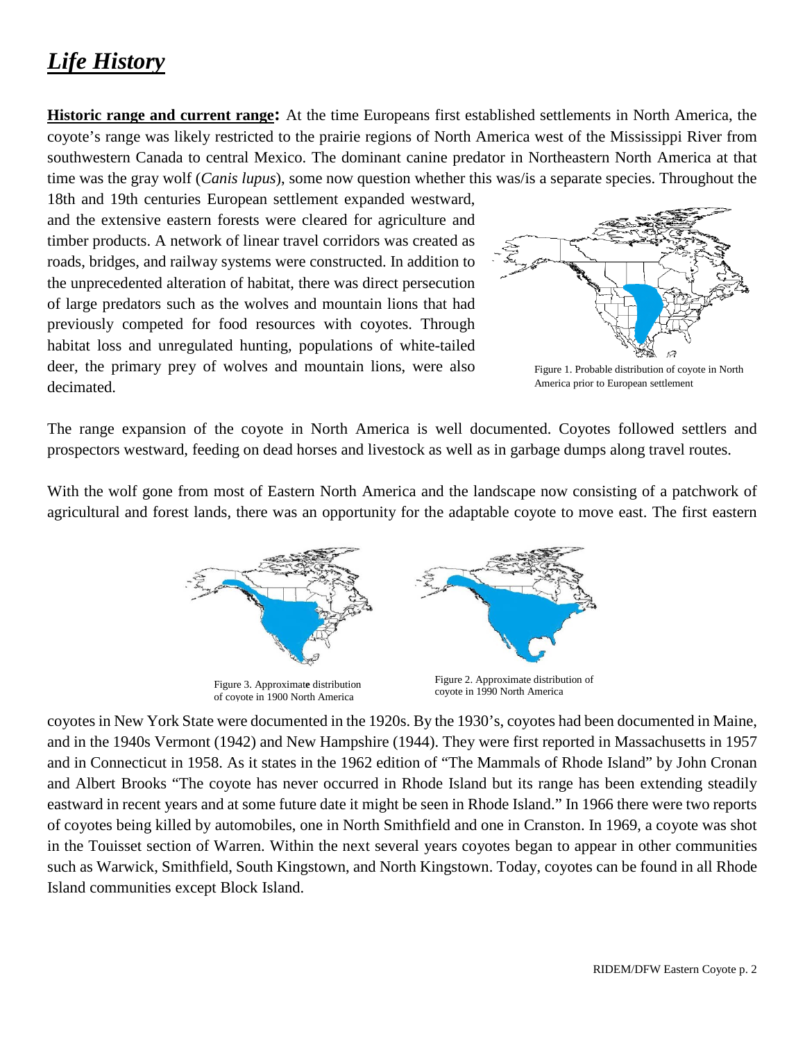# *Life History*

**Historic range and current range:** At the time Europeans first established settlements in North America, the coyote's range was likely restricted to the prairie regions of North America west of the Mississippi River from southwestern Canada to central Mexico. The dominant canine predator in Northeastern North America at that time was the gray wolf (*Canis lupus*), some now question whether this was/is a separate species. Throughout the 18th and 19th centuries European settlement expanded westward, and the extensive eastern forests were cleared for agriculture and timber products. A network of linear travel corridors was created as roads, bridges, and railway systems were constructed. In addition to the unprecedented alteration of habitat, there was direct persecution of large predators such as the wolves and mountain lions that had previously competed for food resources with coyotes. Through habitat loss and unregulated hunting, populations of white-tailed deer, the primary prey of wolves and mountain lions, were also decimated.

Figure 1. Probable distribution of coyote in North America prior to European settlement

The range expansion of the coyote in North America is well documented. Coyotes followed settlers and prospectors westward, feeding on dead horses and livestock as well as in garbage dumps along travel routes.

With the wolf gone from most of Eastern North America and the landscape now consisting of a patchwork of agricultural and forest lands, there was an opportunity for the adaptable coyote to move east. The first eastern coyotes in New York State were documented in the 1920s. By the 1930's, coyotes had been documented in Maine, and in the 1940s Vermont (1942) and New Hampshire (1944). They were first reported in Massachusetts in 1957 and in Connecticut in 1958. As it states in the 1962 edition of "The Mammals of Rhode Island" by John Cronan and Albert Brooks "The coyote has never occurred in Rhode Island but its range has been extending steadily eastward in recent years and at some future date it might be seen in Rhode Island." In 1966 there were two reports of coyotes being killed by automobiles, one in North Smithfield and one in Cranston. In 1969, a coyote was shot in the Touisset section of Warren. Within the next several years coyotes began to appear in other communities such as Warwick, Smithfield, South Kingstown, and North Kingstown. Today, coyotes can be found in all Rhode Island communities except Block Island.

Figure 3. Approximate distribution of coyote in 1900 North America

Figure 2. Approximate distribution of coyote in 1990 North America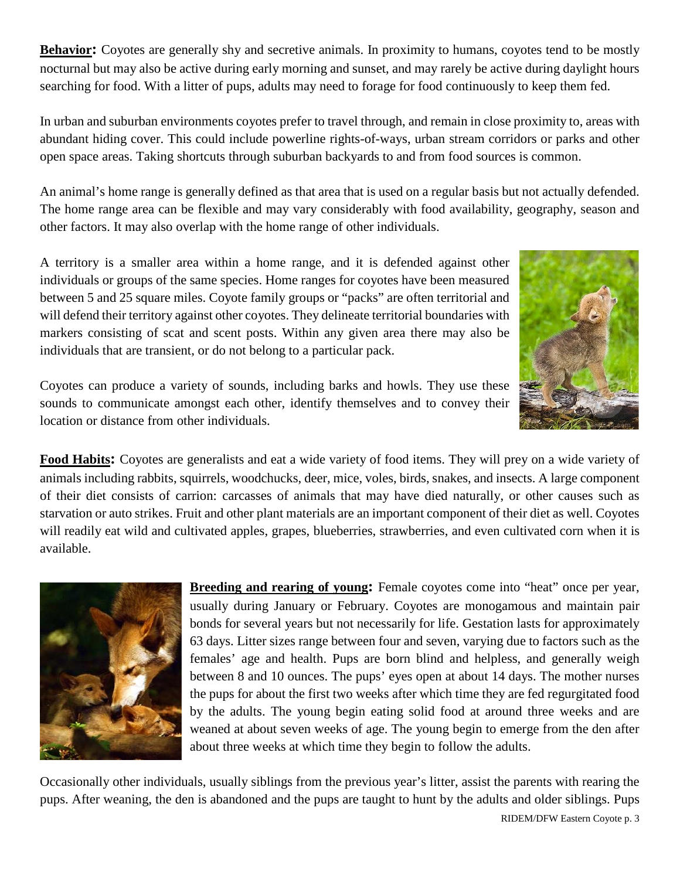**Behavior:** Coyotes are generally shy and secretive animals. In proximity to humans, coyotes tend to be mostly nocturnal but may also be active during early morning and sunset, and may rarely be active during daylight hours searching for food. With a litter of pups, adults may need to forage for food continuously to keep them fed.

In urban and suburban environments coyotes prefer to travel through, and remain in close proximity to, areas with abundant hiding cover. This could include powerline rights-of-ways, urban stream corridors or parks and other open space areas. Taking shortcuts through suburban backyards to and from food sources is common.

An animal's home range is generally defined as that area that is used on a regular basis but not actually defended. The home range area can be flexible and may vary considerably with food availability, geography, season and other factors. It may also overlap with the home range of other individuals.

A territory is a smaller area within a home range, and it is defended against other individuals or groups of the same species. Home ranges for coyotes have been measured between 5 and 25 square miles. Coyote family groups or "packs" are often territorial and will defend their territory against other coyotes. They delineate territorial boundaries with markers consisting of scat and scent posts. Within any given area there may also be individuals that are transient, or do not belong to a particular pack.

Coyotes can produce a variety of sounds, including barks and howls. They use these sounds to communicate amongst each other, identify themselves and to convey their location or distance from other individuals.

**Food Habits:** Coyotes are generalists and eat a wide variety of food items. They will prey on a wide variety of animals including rabbits, squirrels, woodchucks, deer, mice, voles, birds, snakes, and insects. A large component of their diet consists of carrion: carcasses of animals that may have died naturally, or other causes such as starvation or auto strikes. Fruit and other plant materials are an important component of their diet as well. Coyotes will readily eat wild and cultivated apples, grapes, blueberries, strawberries, and even cultivated corn when it is available.

**Breeding and rearing of young:** Female coyotes come into "heat" once per year, usually during January or February. Coyotes are monogamous and maintain pair bonds for several years but not necessarily for life. Gestation lasts for approximately 63 days. Litter sizes range between four and seven, varying due to factors such as the females' age and health. Pups are born blind and helpless, and generally weigh between 8 and 10 ounces. The pups' eyes open at about 14 days. The mother nurses the pups for about the first two weeks after which time they are fed regurgitated food by the adults. The young begin eating solid food at around three weeks and are weaned at about seven weeks of age. The young begin to emerge from the den after about three weeks at which time they begin to follow the adults.

Occasionally other individuals, usually siblings from the previous year's litter, assist the parents with rearing the pups. After weaning, the den is abandoned and the pups are taught to hunt by the adults and older siblings. Pups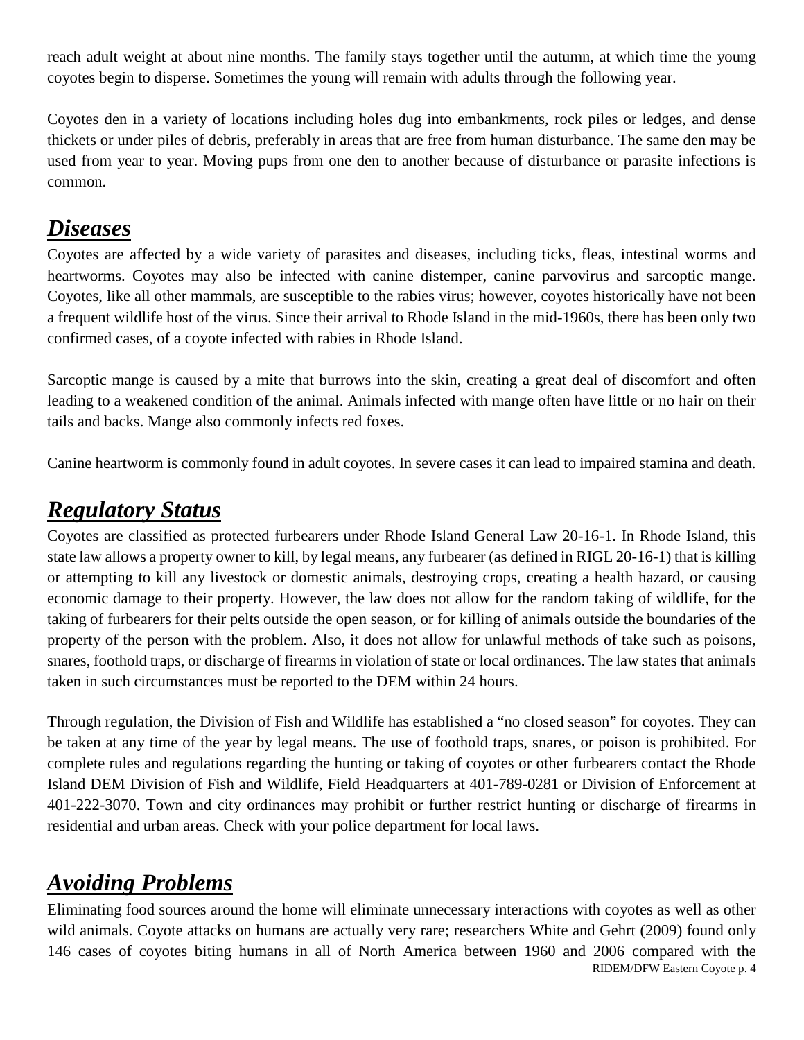reach adult weight at about nine months. The family stays together until the autumn, at which time the young coyotes begin to disperse. Sometimes the young will remain with adults through the following year.

Coyotes den in a variety of locations including holes dug into embankments, rock piles or ledges, and dense thickets or under piles of debris, preferably in areas that are free from human disturbance. The same den may be used from year to year. Moving pups from one den to another because of disturbance or parasite infections is common.

## ***Diseases***

Coyotes are affected by a wide variety of parasites and diseases, including ticks, fleas, intestinal worms and heartworms. Coyotes may also be infected with canine distemper, canine parvovirus and sarcoptic mange. Coyotes, like all other mammals, are susceptible to the rabies virus; however, coyotes historically have not been a frequent wildlife host of the virus. Since their arrival to Rhode Island in the mid-1960s, there has been only two confirmed cases, of a coyote infected with rabies in Rhode Island.

Sarcoptic mange is caused by a mite that burrows into the skin, creating a great deal of discomfort and often leading to a weakened condition of the animal. Animals infected with mange often have little or no hair on their tails and backs. Mange also commonly infects red foxes.

Canine heartworm is commonly found in adult coyotes. In severe cases it can lead to impaired stamina and death.

## ***Regulatory Status***

Coyotes are classified as protected furbearers under Rhode Island General Law 20-16-1. In Rhode Island, this state law allows a property owner to kill, by legal means, any furbearer (as defined in RIGL 20-16-1) that is killing or attempting to kill any livestock or domestic animals, destroying crops, creating a health hazard, or causing economic damage to their property. However, the law does not allow for the random taking of wildlife, for the taking of furbearers for their pelts outside the open season, or for killing of animals outside the boundaries of the property of the person with the problem. Also, it does not allow for unlawful methods of take such as poisons, snares, foothold traps, or discharge of firearms in violation of state or local ordinances. The law states that animals taken in such circumstances must be reported to the DEM within 24 hours.

Through regulation, the Division of Fish and Wildlife has established a "no closed season" for coyotes. They can be taken at any time of the year by legal means. The use of foothold traps, snares, or poison is prohibited. For complete rules and regulations regarding the hunting or taking of coyotes or other furbearers contact the Rhode Island DEM Division of Fish and Wildlife, Field Headquarters at 401-789-0281 or Division of Enforcement at 401-222-3070. Town and city ordinances may prohibit or further restrict hunting or discharge of firearms in residential and urban areas. Check with your police department for local laws.

## ***Avoiding Problems***

Eliminating food sources around the home will eliminate unnecessary interactions with coyotes as well as other wild animals. Coyote attacks on humans are actually very rare; researchers White and Gehrt (2009) found only 146 cases of coyotes biting humans in all of North America between 1960 and 2006 compared with the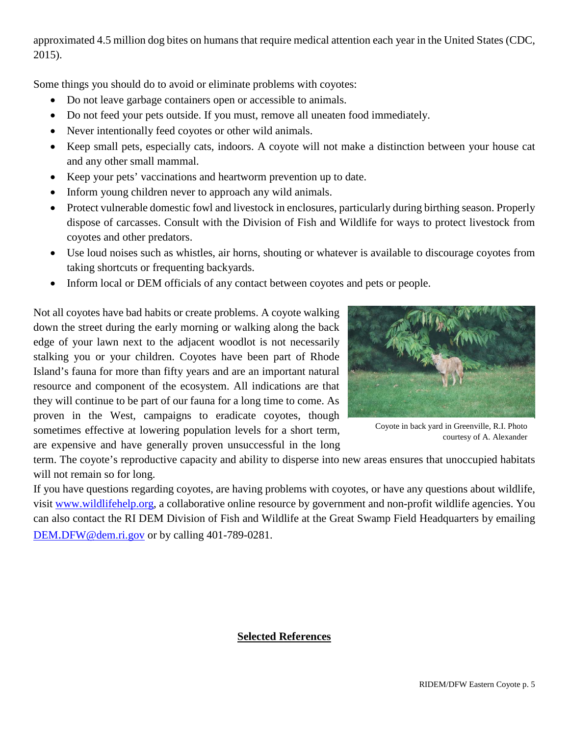approximated 4.5 million dog bites on humans that require medical attention each year in the United States (CDC, 2015).

Some things you should do to avoid or eliminate problems with coyotes:

- Do not leave garbage containers open or accessible to animals.
- Do not feed your pets outside. If you must, remove all uneaten food immediately.
- Never intentionally feed coyotes or other wild animals.
- Keep small pets, especially cats, indoors. A coyote will not make a distinction between your house cat and any other small mammal.
- Keep your pets' vaccinations and heartworm prevention up to date.
- Inform young children never to approach any wild animals.
- Protect vulnerable domestic fowl and livestock in enclosures, particularly during birthing season. Properly dispose of carcasses. Consult with the Division of Fish and Wildlife for ways to protect livestock from coyotes and other predators.
- Use loud noises such as whistles, air horns, shouting or whatever is available to discourage coyotes from taking shortcuts or frequenting backyards.
- Inform local or DEM officials of any contact between coyotes and pets or people.

Not all coyotes have bad habits or create problems. A coyote walking down the street during the early morning or walking along the back edge of your lawn next to the adjacent woodlot is not necessarily stalking you or your children. Coyotes have been part of Rhode Island's fauna for more than fifty years and are an important natural resource and component of the ecosystem. All indications are that they will continue to be part of our fauna for a long time to come. As proven in the West, campaigns to eradicate coyotes, though sometimes effective at lowering population levels for a short term, are expensive and have generally proven unsuccessful in the long term. The coyote's reproductive capacity and ability to disperse into new areas ensures that unoccupied habitats will not remain so for long.

Coyote in back yard in Greenville, R.I. Photo courtesy of A. Alexander

If you have questions regarding coyotes, are having problems with coyotes, or have any questions about wildlife, visit www.wildlifehelp.org, a collaborative online resource by government and non-profit wildlife agencies. You can also contact the RI DEM Division of Fish and Wildlife at the Great Swamp Field Headquarters by emailing DEM.DFW@dem.ri.gov or by calling 401-789-0281.

## Selected References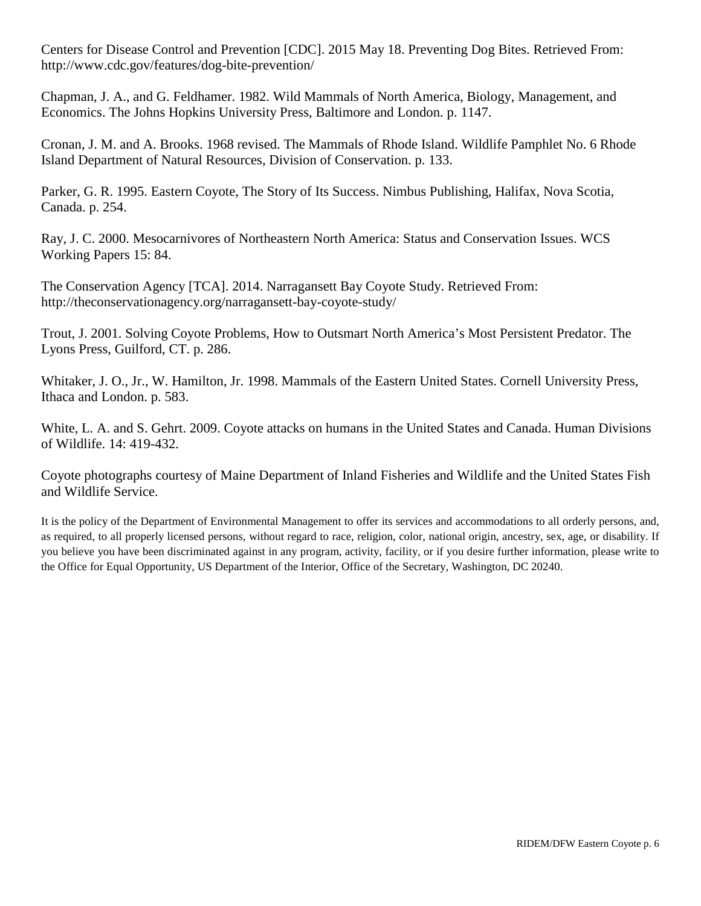Centers for Disease Control and Prevention [CDC]. 2015 May 18. Preventing Dog Bites. Retrieved From: http://www.cdc.gov/features/dog-bite-prevention/

Chapman, J. A., and G. Feldhamer. 1982. Wild Mammals of North America, Biology, Management, and Economics. The Johns Hopkins University Press, Baltimore and London. p. 1147.

Cronan, J. M. and A. Brooks. 1968 revised. The Mammals of Rhode Island. Wildlife Pamphlet No. 6 Rhode Island Department of Natural Resources, Division of Conservation. p. 133.

Parker, G. R. 1995. Eastern Coyote, The Story of Its Success. Nimbus Publishing, Halifax, Nova Scotia, Canada. p. 254.

Ray, J. C. 2000. Mesocarnivores of Northeastern North America: Status and Conservation Issues. WCS Working Papers 15: 84.

The Conservation Agency [TCA]. 2014. Narragansett Bay Coyote Study. Retrieved From: http://theconservationagency.org/narragansett-bay-coyote-study/

Trout, J. 2001. Solving Coyote Problems, How to Outsmart North America's Most Persistent Predator. The Lyons Press, Guilford, CT. p. 286.

Whitaker, J. O., Jr., W. Hamilton, Jr. 1998. Mammals of the Eastern United States. Cornell University Press, Ithaca and London. p. 583.

White, L. A. and S. Gehrt. 2009. Coyote attacks on humans in the United States and Canada. Human Divisions of Wildlife. 14: 419-432.

Coyote photographs courtesy of Maine Department of Inland Fisheries and Wildlife and the United States Fish and Wildlife Service.

It is the policy of the Department of Environmental Management to offer its services and accommodations to all orderly persons, and, as required, to all properly licensed persons, without regard to race, religion, color, national origin, ancestry, sex, age, or disability. If you believe you have been discriminated against in any program, activity, facility, or if you desire further information, please write to the Office for Equal Opportunity, US Department of the Interior, Office of the Secretary, Washington, DC 20240.